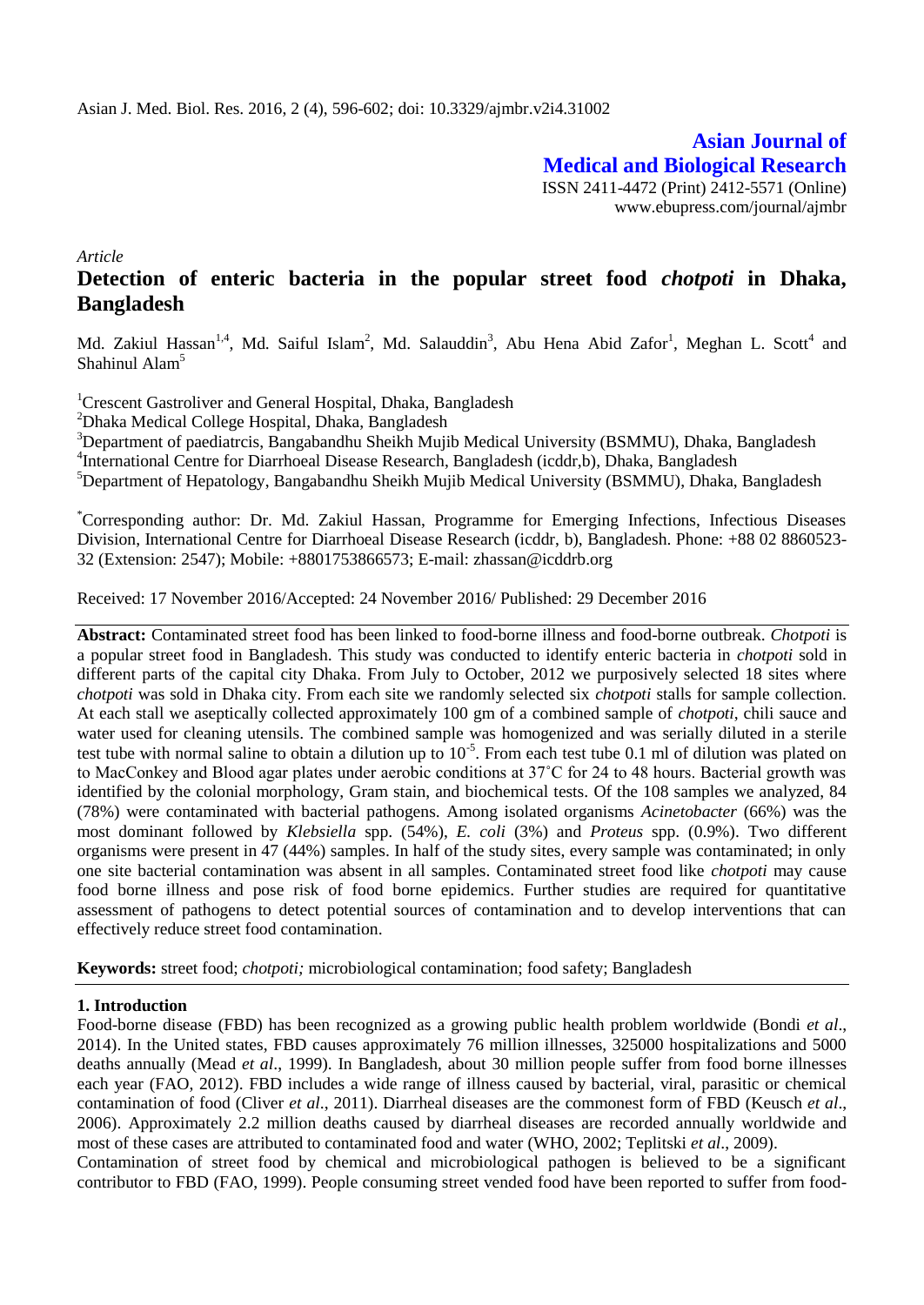*Article*

# Detection of enteric bacteria in the popular street food *chotpoti* in Dhaka, Bangladesh

Md. Zakiul Hassan[1,4], Md. Saiful Islam[2], Md. Salauddin[3], Abu Hena Abid Zafor[1], Meghan L. Scott[4] and Shahinul Alam[5]

[1]Crescent Gastroliver and General Hospital, Dhaka, Bangladesh
[2]Dhaka Medical College Hospital, Dhaka, Bangladesh
[3]Department of paediatrcis, Bangabandhu Sheikh Mujib Medical University (BSMMU), Dhaka, Bangladesh
[4]International Centre for Diarrhoeal Disease Research, Bangladesh (icddr,b), Dhaka, Bangladesh
[5]Department of Hepatology, Bangabandhu Sheikh Mujib Medical University (BSMMU), Dhaka, Bangladesh

*Corresponding author: Dr. Md. Zakiul Hassan, Programme for Emerging Infections, Infectious Diseases Division, International Centre for Diarrhoeal Disease Research (icddr, b), Bangladesh. Phone: +88 02 8860523-32 (Extension: 2547); Mobile: +8801753866573; E-mail: zhassan@icddrb.org

Received: 17 November 2016/Accepted: 24 November 2016/ Published: 29 December 2016

**Abstract:** Contaminated street food has been linked to food-borne illness and food-borne outbreak. *Chotpoti* is a popular street food in Bangladesh. This study was conducted to identify enteric bacteria in *chotpoti* sold in different parts of the capital city Dhaka. From July to October, 2012 we purposively selected 18 sites where *chotpoti* was sold in Dhaka city. From each site we randomly selected six *chotpoti* stalls for sample collection. At each stall we aseptically collected approximately 100 gm of a combined sample of *chotpoti*, chili sauce and water used for cleaning utensils. The combined sample was homogenized and was serially diluted in a sterile test tube with normal saline to obtain a dilution up to $10^{-5}$. From each test tube 0.1 ml of dilution was plated on to MacConkey and Blood agar plates under aerobic conditions at 37˚C for 24 to 48 hours. Bacterial growth was identified by the colonial morphology, Gram stain, and biochemical tests. Of the 108 samples we analyzed, 84 (78%) were contaminated with bacterial pathogens. Among isolated organisms *Acinetobacter* (66%) was the most dominant followed by *Klebsiella* spp. (54%), *E. coli* (3%) and *Proteus* spp. (0.9%). Two different organisms were present in 47 (44%) samples. In half of the study sites, every sample was contaminated; in only one site bacterial contamination was absent in all samples. Contaminated street food like *chotpoti* may cause food borne illness and pose risk of food borne epidemics. Further studies are required for quantitative assessment of pathogens to detect potential sources of contamination and to develop interventions that can effectively reduce street food contamination.

**Keywords:** street food; *chotpoti;* microbiological contamination; food safety; Bangladesh

## 1. Introduction

Food-borne disease (FBD) has been recognized as a growing public health problem worldwide (Bondi *et al*., 2014). In the United states, FBD causes approximately 76 million illnesses, 325000 hospitalizations and 5000 deaths annually (Mead *et al*., 1999). In Bangladesh, about 30 million people suffer from food borne illnesses each year (FAO, 2012). FBD includes a wide range of illness caused by bacterial, viral, parasitic or chemical contamination of food (Cliver *et al*., 2011). Diarrheal diseases are the commonest form of FBD (Keusch *et al*., 2006). Approximately 2.2 million deaths caused by diarrheal diseases are recorded annually worldwide and most of these cases are attributed to contaminated food and water (WHO, 2002; Teplitski *et al*., 2009).

Contamination of street food by chemical and microbiological pathogen is believed to be a significant contributor to FBD (FAO, 1999). People consuming street vended food have been reported to suffer from food-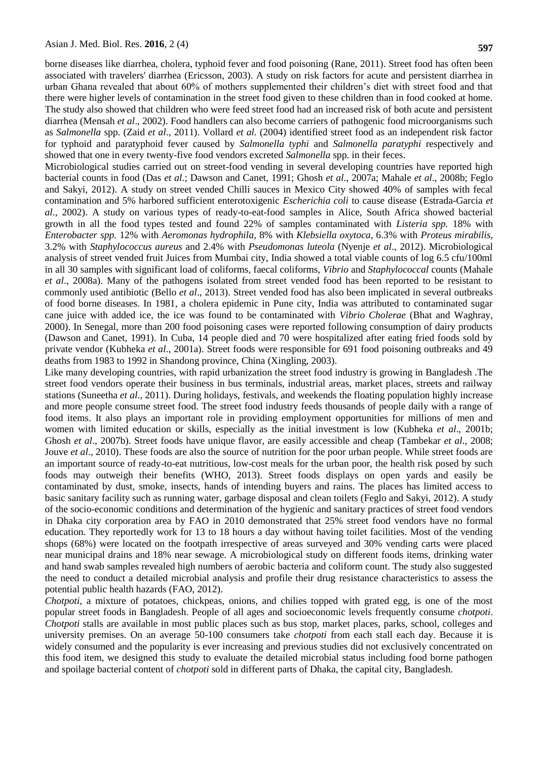borne diseases like diarrhea, cholera, typhoid fever and food poisoning (Rane, 2011). Street food has often been associated with travelers' diarrhea (Ericsson, 2003). A study on risk factors for acute and persistent diarrhea in urban Ghana revealed that about 60% of mothers supplemented their children's diet with street food and that there were higher levels of contamination in the street food given to these children than in food cooked at home. The study also showed that children who were feed street food had an increased risk of both acute and persistent diarrhea (Mensah *et al*., 2002). Food handlers can also become carriers of pathogenic food microorganisms such as *Salmonella* spp. (Zaid *et al*., 2011). Vollard *et al.* (2004) identified street food as an independent risk factor for typhoid and paratyphoid fever caused by *Salmonella typhi* and *Salmonella paratyphi* respectively and showed that one in every twenty-five food vendors excreted *Salmonella* spp. in their feces.

Microbiological studies carried out on street-food vending in several developing countries have reported high bacterial counts in food (Das *et al*.; Dawson and Canet, 1991; Ghosh *et al*., 2007a; Mahale *et al*., 2008b; Feglo and Sakyi, 2012). A study on street vended Chilli sauces in Mexico City showed 40% of samples with fecal contamination and 5% harbored sufficient enterotoxigenic *Escherichia coli* to cause disease (Estrada-Garcia *et al*., 2002). A study on various types of ready-to-eat-food samples in Alice, South Africa showed bacterial growth in all the food types tested and found 22% of samples contaminated with *Listeria spp.* 18% with *Enterobacter spp.* 12% with *Aeromonas hydrophila,* 8% with *Klebsiella oxytoca*, 6.3% with *Proteus mirabilis*, 3.2% with *Staphylococcus aureus* and 2.4% with *Pseudomonas luteola* (Nyenje *et al*., 2012). Microbiological analysis of street vended fruit Juices from Mumbai city, India showed a total viable counts of log 6.5 cfu/100ml in all 30 samples with significant load of coliforms, faecal coliforms, *Vibrio* and *Staphylococcal* counts (Mahale *et al*., 2008a). Many of the pathogens isolated from street vended food has been reported to be resistant to commonly used antibiotic (Bello *et al*., 2013). Street vended food has also been implicated in several outbreaks of food borne diseases. In 1981, a cholera epidemic in Pune city, India was attributed to contaminated sugar cane juice with added ice, the ice was found to be contaminated with *Vibrio Cholerae* (Bhat and Waghray, 2000). In Senegal, more than 200 food poisoning cases were reported following consumption of dairy products (Dawson and Canet, 1991). In Cuba, 14 people died and 70 were hospitalized after eating fried foods sold by private vendor (Kubheka *et al*., 2001a). Street foods were responsible for 691 food poisoning outbreaks and 49 deaths from 1983 to 1992 in Shandong province, China (Xingling, 2003).

Like many developing countries, with rapid urbanization the street food industry is growing in Bangladesh .The street food vendors operate their business in bus terminals, industrial areas, market places, streets and railway stations (Suneetha *et al*., 2011). During holidays, festivals, and weekends the floating population highly increase and more people consume street food. The street food industry feeds thousands of people daily with a range of food items. It also plays an important role in providing employment opportunities for millions of men and women with limited education or skills, especially as the initial investment is low (Kubheka *et al*., 2001b; Ghosh *et al*., 2007b). Street foods have unique flavor, are easily accessible and cheap (Tambekar *et al*., 2008; Jouve *et al*., 2010). These foods are also the source of nutrition for the poor urban people. While street foods are an important source of ready-to-eat nutritious, low-cost meals for the urban poor, the health risk posed by such foods may outweigh their benefits (WHO, 2013). Street foods displays on open yards and easily be contaminated by dust, smoke, insects, hands of intending buyers and rains. The places has limited access to basic sanitary facility such as running water, garbage disposal and clean toilets (Feglo and Sakyi, 2012). A study of the socio-economic conditions and determination of the hygienic and sanitary practices of street food vendors in Dhaka city corporation area by FAO in 2010 demonstrated that 25% street food vendors have no formal education. They reportedly work for 13 to 18 hours a day without having toilet facilities. Most of the vending shops (68%) were located on the footpath irrespective of areas surveyed and 30% vending carts were placed near municipal drains and 18% near sewage. A microbiological study on different foods items, drinking water and hand swab samples revealed high numbers of aerobic bacteria and coliform count. The study also suggested the need to conduct a detailed microbial analysis and profile their drug resistance characteristics to assess the potential public health hazards (FAO, 2012).

*Chotpoti*, a mixture of potatoes, chickpeas, onions, and chilies topped with grated egg, is one of the most popular street foods in Bangladesh. People of all ages and socioeconomic levels frequently consume *chotpoti*. *Chotpoti* stalls are available in most public places such as bus stop, market places, parks, school, colleges and university premises. On an average 50-100 consumers take *chotpoti* from each stall each day. Because it is widely consumed and the popularity is ever increasing and previous studies did not exclusively concentrated on this food item, we designed this study to evaluate the detailed microbial status including food borne pathogen and spoilage bacterial content of *chotpoti* sold in different parts of Dhaka, the capital city, Bangladesh.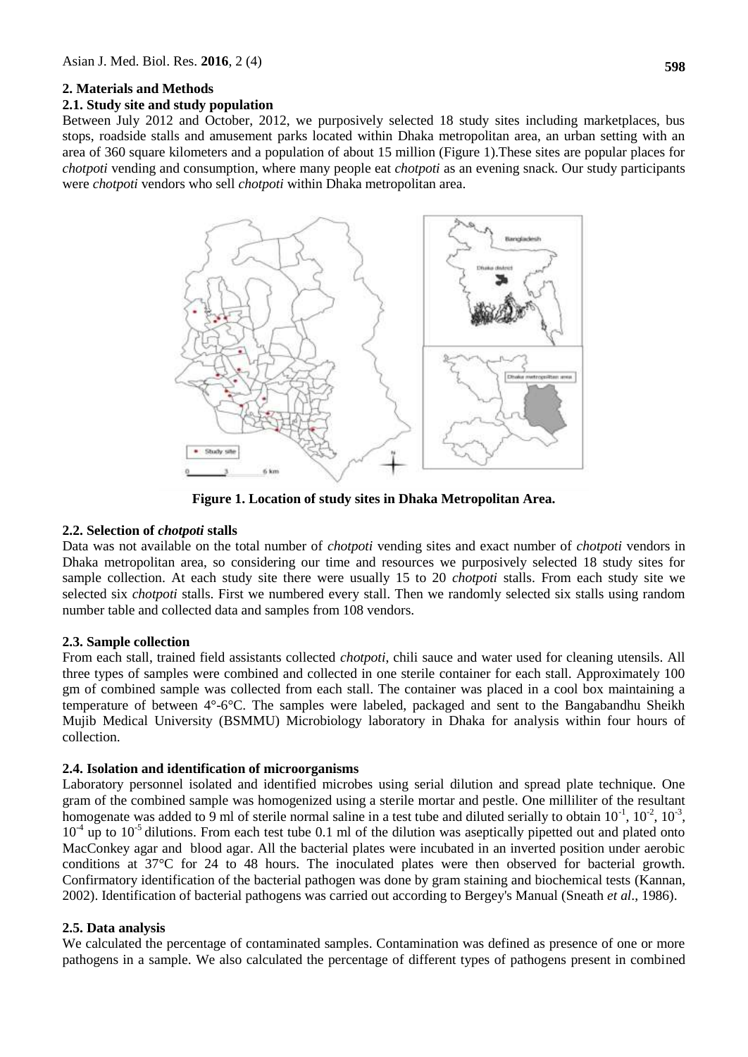## 2. Materials and Methods

### 2.1. Study site and study population

Between July 2012 and October, 2012, we purposively selected 18 study sites including marketplaces, bus stops, roadside stalls and amusement parks located within Dhaka metropolitan area, an urban setting with an area of 360 square kilometers and a population of about 15 million (Figure 1).These sites are popular places for *chotpoti* vending and consumption, where many people eat *chotpoti* as an evening snack. Our study participants were *chotpoti* vendors who sell *chotpoti* within Dhaka metropolitan area.

**Figure 1. Location of study sites in Dhaka Metropolitan Area.**

### 2.2. Selection of *chotpoti* stalls

Data was not available on the total number of *chotpoti* vending sites and exact number of *chotpoti* vendors in Dhaka metropolitan area, so considering our time and resources we purposively selected 18 study sites for sample collection. At each study site there were usually 15 to 20 *chotpoti* stalls. From each study site we selected six *chotpoti* stalls. First we numbered every stall. Then we randomly selected six stalls using random number table and collected data and samples from 108 vendors.

### 2.3. Sample collection

From each stall, trained field assistants collected *chotpoti*, chili sauce and water used for cleaning utensils. All three types of samples were combined and collected in one sterile container for each stall. Approximately 100 gm of combined sample was collected from each stall. The container was placed in a cool box maintaining a temperature of between 4°-6°C. The samples were labeled, packaged and sent to the Bangabandhu Sheikh Mujib Medical University (BSMMU) Microbiology laboratory in Dhaka for analysis within four hours of collection.

### 2.4. Isolation and identification of microorganisms

Laboratory personnel isolated and identified microbes using serial dilution and spread plate technique. One gram of the combined sample was homogenized using a sterile mortar and pestle. One milliliter of the resultant homogenate was added to 9 ml of sterile normal saline in a test tube and diluted serially to obtain $10^{-1}$, $10^{-2}$, $10^{-3}$, $10^{-4}$ up to $10^{-5}$ dilutions. From each test tube 0.1 ml of the dilution was aseptically pipetted out and plated onto MacConkey agar and blood agar. All the bacterial plates were incubated in an inverted position under aerobic conditions at 37°C for 24 to 48 hours. The inoculated plates were then observed for bacterial growth. Confirmatory identification of the bacterial pathogen was done by gram staining and biochemical tests (Kannan, 2002). Identification of bacterial pathogens was carried out according to Bergey's Manual (Sneath *et al*., 1986).

### 2.5. Data analysis

We calculated the percentage of contaminated samples. Contamination was defined as presence of one or more pathogens in a sample. We also calculated the percentage of different types of pathogens present in combined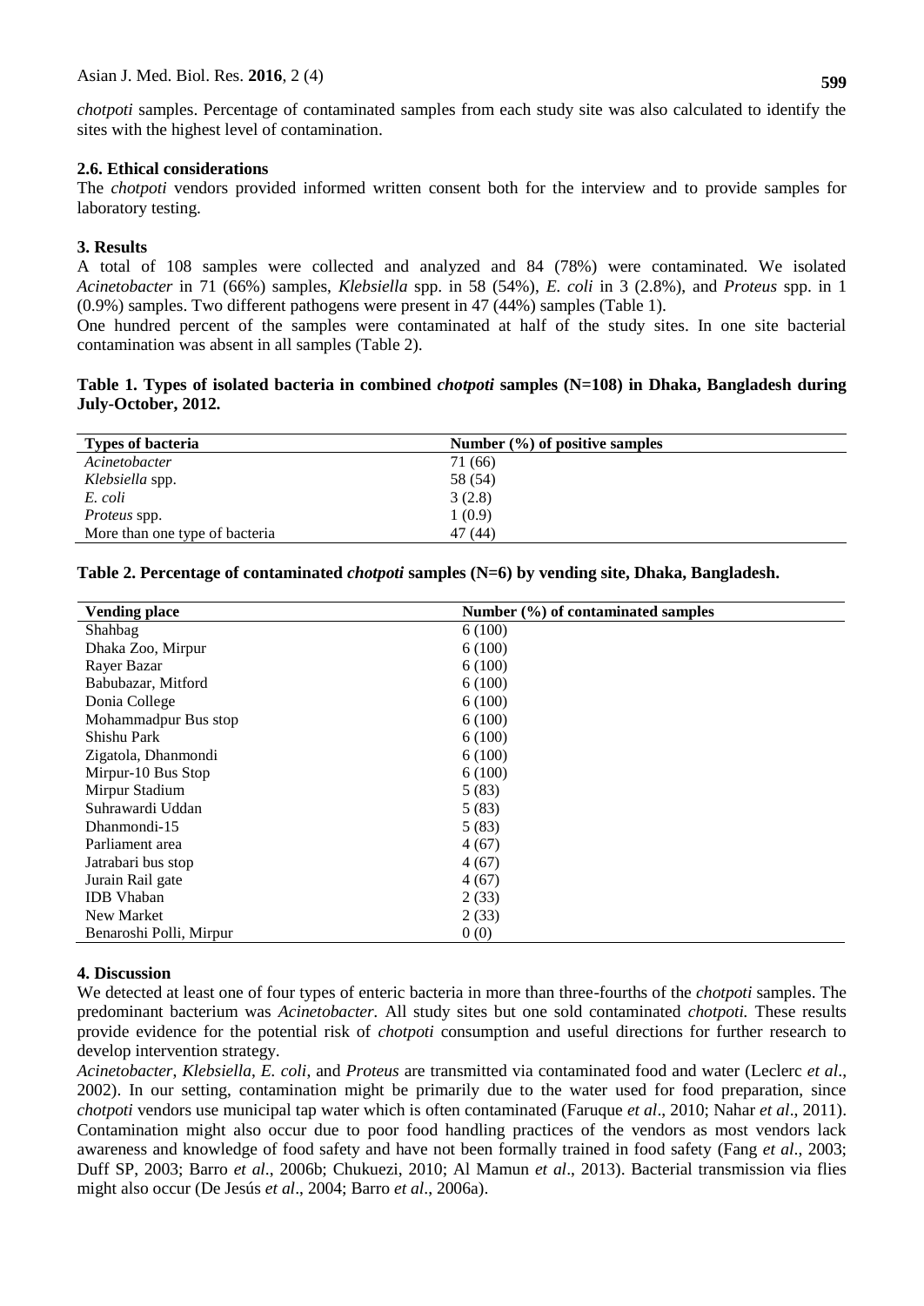*chotpoti* samples. Percentage of contaminated samples from each study site was also calculated to identify the sites with the highest level of contamination.

### 2.6. Ethical considerations

The *chotpoti* vendors provided informed written consent both for the interview and to provide samples for laboratory testing.

## 3. Results

A total of 108 samples were collected and analyzed and 84 (78%) were contaminated. We isolated *Acinetobacter* in 71 (66%) samples, *Klebsiella* spp. in 58 (54%), *E. coli* in 3 (2.8%), and *Proteus* spp. in 1 (0.9%) samples. Two different pathogens were present in 47 (44%) samples (Table 1).

One hundred percent of the samples were contaminated at half of the study sites. In one site bacterial contamination was absent in all samples (Table 2).

**Table 1. Types of isolated bacteria in combined *chotpoti* samples (N=108) in Dhaka, Bangladesh during July-October, 2012.**

| Types of bacteria | Number (%) of positive samples |
|---|---|
| *Acinetobacter* | 71 (66) |
| *Klebsiella* spp. | 58 (54) |
| *E. coli* | 3 (2.8) |
| *Proteus* spp. | 1 (0.9) |
| More than one type of bacteria | 47 (44) |

**Table 2. Percentage of contaminated *chotpoti* samples (N=6) by vending site, Dhaka, Bangladesh.**

| Vending place | Number (%) of contaminated samples |
|---|---|
| Shahbag | 6 (100) |
| Dhaka Zoo, Mirpur | 6 (100) |
| Rayer Bazar | 6 (100) |
| Babubazar, Mitford | 6 (100) |
| Donia College | 6 (100) |
| Mohammadpur Bus stop | 6 (100) |
| Shishu Park | 6 (100) |
| Zigatola, Dhanmondi | 6 (100) |
| Mirpur-10 Bus Stop | 6 (100) |
| Mirpur Stadium | 5 (83) |
| Suhrawardi Uddan | 5 (83) |
| Dhanmondi-15 | 5 (83) |
| Parliament area | 4 (67) |
| Jatrabari bus stop | 4 (67) |
| Jurain Rail gate | 4 (67) |
| IDB Vhaban | 2 (33) |
| New Market | 2 (33) |
| Benaroshi Polli, Mirpur | 0 (0) |

## 4. Discussion

We detected at least one of four types of enteric bacteria in more than three-fourths of the *chotpoti* samples. The predominant bacterium was *Acinetobacter.* All study sites but one sold contaminated *chotpoti.* These results provide evidence for the potential risk of *chotpoti* consumption and useful directions for further research to develop intervention strategy.

*Acinetobacter*, *Klebsiella*, *E. coli*, and *Proteus* are transmitted via contaminated food and water (Leclerc *et al*., 2002). In our setting, contamination might be primarily due to the water used for food preparation, since *chotpoti* vendors use municipal tap water which is often contaminated (Faruque *et al*., 2010; Nahar *et al*., 2011). Contamination might also occur due to poor food handling practices of the vendors as most vendors lack awareness and knowledge of food safety and have not been formally trained in food safety (Fang *et al*., 2003; Duff SP, 2003; Barro *et al*., 2006b; Chukuezi, 2010; Al Mamun *et al*., 2013). Bacterial transmission via flies might also occur (De Jesús *et al*., 2004; Barro *et al*., 2006a).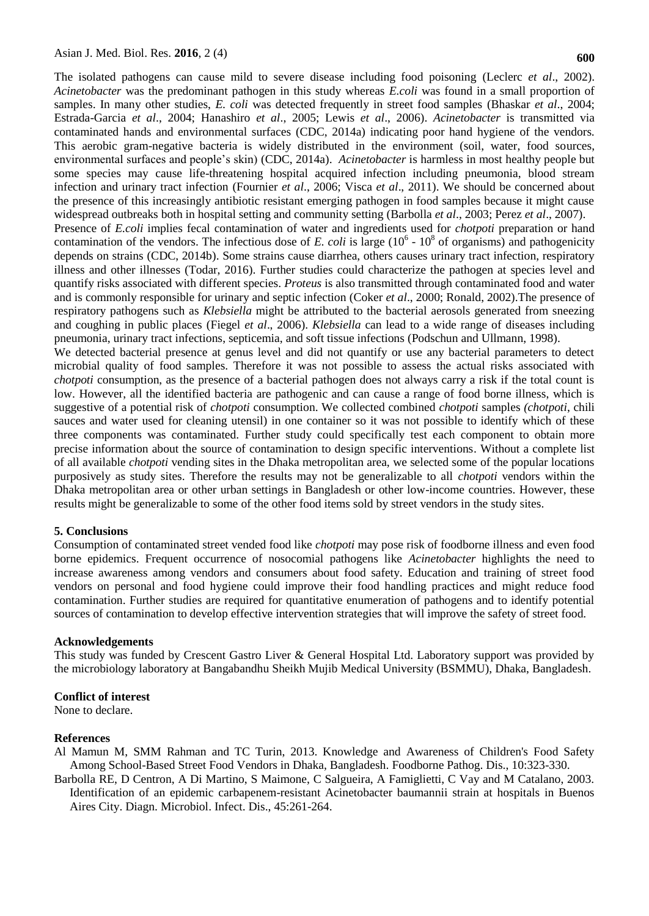The isolated pathogens can cause mild to severe disease including food poisoning (Leclerc *et al*., 2002). *Acinetobacter* was the predominant pathogen in this study whereas *E.coli* was found in a small proportion of samples. In many other studies, *E. coli* was detected frequently in street food samples (Bhaskar *et al*., 2004; Estrada-Garcia *et al*., 2004; Hanashiro *et al*., 2005; Lewis *et al*., 2006). *Acinetobacter* is transmitted via contaminated hands and environmental surfaces (CDC, 2014a) indicating poor hand hygiene of the vendors. This aerobic gram-negative bacteria is widely distributed in the environment (soil, water, food sources, environmental surfaces and people's skin) (CDC, 2014a). *Acinetobacter* is harmless in most healthy people but some species may cause life-threatening hospital acquired infection including pneumonia, blood stream infection and urinary tract infection (Fournier *et al*., 2006; Visca *et al*., 2011). We should be concerned about the presence of this increasingly antibiotic resistant emerging pathogen in food samples because it might cause widespread outbreaks both in hospital setting and community setting (Barbolla *et al*., 2003; Perez *et al*., 2007).

Presence of *E.coli* implies fecal contamination of water and ingredients used for *chotpoti* preparation or hand contamination of the vendors. The infectious dose of *E. coli* is large ($10^6$ - $10^8$ of organisms) and pathogenicity depends on strains (CDC, 2014b). Some strains cause diarrhea, others causes urinary tract infection, respiratory illness and other illnesses (Todar, 2016). Further studies could characterize the pathogen at species level and quantify risks associated with different species. *Proteus* is also transmitted through contaminated food and water and is commonly responsible for urinary and septic infection (Coker *et al*., 2000; Ronald, 2002).The presence of respiratory pathogens such as *Klebsiella* might be attributed to the bacterial aerosols generated from sneezing and coughing in public places (Fiegel *et al*., 2006). *Klebsiella* can lead to a wide range of diseases including pneumonia, urinary tract infections, septicemia, and soft tissue infections (Podschun and Ullmann, 1998).

We detected bacterial presence at genus level and did not quantify or use any bacterial parameters to detect microbial quality of food samples. Therefore it was not possible to assess the actual risks associated with *chotpoti* consumption, as the presence of a bacterial pathogen does not always carry a risk if the total count is low. However, all the identified bacteria are pathogenic and can cause a range of food borne illness, which is suggestive of a potential risk of *chotpoti* consumption. We collected combined *chotpoti* samples *(chotpoti*, chili sauces and water used for cleaning utensil) in one container so it was not possible to identify which of these three components was contaminated. Further study could specifically test each component to obtain more precise information about the source of contamination to design specific interventions. Without a complete list of all available *chotpoti* vending sites in the Dhaka metropolitan area, we selected some of the popular locations purposively as study sites. Therefore the results may not be generalizable to all *chotpoti* vendors within the Dhaka metropolitan area or other urban settings in Bangladesh or other low-income countries. However, these results might be generalizable to some of the other food items sold by street vendors in the study sites.

## 5. Conclusions

Consumption of contaminated street vended food like *chotpoti* may pose risk of foodborne illness and even food borne epidemics. Frequent occurrence of nosocomial pathogens like *Acinetobacter* highlights the need to increase awareness among vendors and consumers about food safety. Education and training of street food vendors on personal and food hygiene could improve their food handling practices and might reduce food contamination. Further studies are required for quantitative enumeration of pathogens and to identify potential sources of contamination to develop effective intervention strategies that will improve the safety of street food.

## Acknowledgements

This study was funded by Crescent Gastro Liver & General Hospital Ltd. Laboratory support was provided by the microbiology laboratory at Bangabandhu Sheikh Mujib Medical University (BSMMU), Dhaka, Bangladesh.

## Conflict of interest

None to declare.

## References

Al Mamun M, SMM Rahman and TC Turin, 2013. Knowledge and Awareness of Children's Food Safety Among School-Based Street Food Vendors in Dhaka, Bangladesh. Foodborne Pathog. Dis., 10:323-330.

Barbolla RE, D Centron, A Di Martino, S Maimone, C Salgueira, A Famiglietti, C Vay and M Catalano, 2003. Identification of an epidemic carbapenem-resistant Acinetobacter baumannii strain at hospitals in Buenos Aires City. Diagn. Microbiol. Infect. Dis., 45:261-264.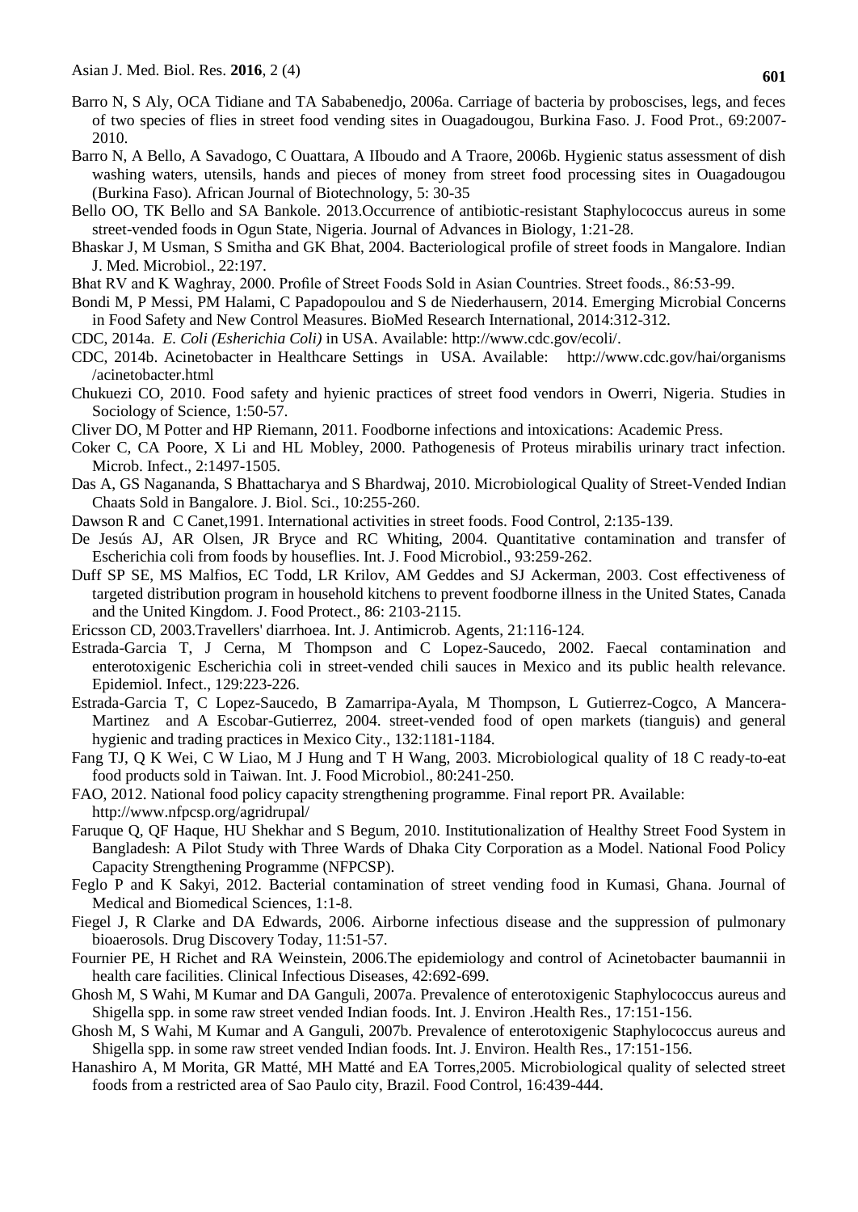Barro N, S Aly, OCA Tidiane and TA Sababenedjo, 2006a. Carriage of bacteria by proboscises, legs, and feces of two species of flies in street food vending sites in Ouagadougou, Burkina Faso. J. Food Prot., 69:2007-2010.

Barro N, A Bello, A Savadogo, C Ouattara, A IIboudo and A Traore, 2006b. Hygienic status assessment of dish washing waters, utensils, hands and pieces of money from street food processing sites in Ouagadougou (Burkina Faso). African Journal of Biotechnology, 5: 30-35

Bello OO, TK Bello and SA Bankole. 2013.Occurrence of antibiotic-resistant Staphylococcus aureus in some street-vended foods in Ogun State, Nigeria. Journal of Advances in Biology, 1:21-28.

Bhaskar J, M Usman, S Smitha and GK Bhat, 2004. Bacteriological profile of street foods in Mangalore. Indian J. Med. Microbiol., 22:197.

Bhat RV and K Waghray, 2000. Profile of Street Foods Sold in Asian Countries. Street foods., 86:53-99.

Bondi M, P Messi, PM Halami, C Papadopoulou and S de Niederhausern, 2014. Emerging Microbial Concerns in Food Safety and New Control Measures. BioMed Research International, 2014:312-312.

CDC, 2014a. *E. Coli (Esherichia Coli)* in USA. Available: http://www.cdc.gov/ecoli/.

CDC, 2014b. Acinetobacter in Healthcare Settings in USA. Available: http://www.cdc.gov/hai/organisms /acinetobacter.html

Chukuezi CO, 2010. Food safety and hyienic practices of street food vendors in Owerri, Nigeria. Studies in Sociology of Science, 1:50-57.

Cliver DO, M Potter and HP Riemann, 2011. Foodborne infections and intoxications: Academic Press.

Coker C, CA Poore, X Li and HL Mobley, 2000. Pathogenesis of Proteus mirabilis urinary tract infection. Microb. Infect., 2:1497-1505.

Das A, GS Nagananda, S Bhattacharya and S Bhardwaj, 2010. Microbiological Quality of Street-Vended Indian Chaats Sold in Bangalore. J. Biol. Sci., 10:255-260.

Dawson R and C Canet,1991. International activities in street foods. Food Control, 2:135-139.

De Jesús AJ, AR Olsen, JR Bryce and RC Whiting, 2004. Quantitative contamination and transfer of Escherichia coli from foods by houseflies. Int. J. Food Microbiol., 93:259-262.

Duff SP SE, MS Malfios, EC Todd, LR Krilov, AM Geddes and SJ Ackerman, 2003. Cost effectiveness of targeted distribution program in household kitchens to prevent foodborne illness in the United States, Canada and the United Kingdom. J. Food Protect., 86: 2103-2115.

Ericsson CD, 2003.Travellers' diarrhoea. Int. J. Antimicrob. Agents, 21:116-124.

Estrada-Garcia T, J Cerna, M Thompson and C Lopez-Saucedo, 2002. Faecal contamination and enterotoxigenic Escherichia coli in street-vended chili sauces in Mexico and its public health relevance. Epidemiol. Infect., 129:223-226.

Estrada-Garcia T, C Lopez-Saucedo, B Zamarripa-Ayala, M Thompson, L Gutierrez-Cogco, A Mancera-Martinez and A Escobar-Gutierrez, 2004. street-vended food of open markets (tianguis) and general hygienic and trading practices in Mexico City., 132:1181-1184.

Fang TJ, Q K Wei, C W Liao, M J Hung and T H Wang, 2003. Microbiological quality of 18 C ready-to-eat food products sold in Taiwan. Int. J. Food Microbiol., 80:241-250.

FAO, 2012. National food policy capacity strengthening programme. Final report PR. Available: http://www.nfpcsp.org/agridrupal/

Faruque Q, QF Haque, HU Shekhar and S Begum, 2010. Institutionalization of Healthy Street Food System in Bangladesh: A Pilot Study with Three Wards of Dhaka City Corporation as a Model. National Food Policy Capacity Strengthening Programme (NFPCSP).

Feglo P and K Sakyi, 2012. Bacterial contamination of street vending food in Kumasi, Ghana. Journal of Medical and Biomedical Sciences, 1:1-8.

Fiegel J, R Clarke and DA Edwards, 2006. Airborne infectious disease and the suppression of pulmonary bioaerosols. Drug Discovery Today, 11:51-57.

Fournier PE, H Richet and RA Weinstein, 2006.The epidemiology and control of Acinetobacter baumannii in health care facilities. Clinical Infectious Diseases, 42:692-699.

Ghosh M, S Wahi, M Kumar and DA Ganguli, 2007a. Prevalence of enterotoxigenic Staphylococcus aureus and Shigella spp. in some raw street vended Indian foods. Int. J. Environ .Health Res., 17:151-156.

Ghosh M, S Wahi, M Kumar and A Ganguli, 2007b. Prevalence of enterotoxigenic Staphylococcus aureus and Shigella spp. in some raw street vended Indian foods. Int. J. Environ. Health Res., 17:151-156.

Hanashiro A, M Morita, GR Matté, MH Matté and EA Torres,2005. Microbiological quality of selected street foods from a restricted area of Sao Paulo city, Brazil. Food Control, 16:439-444.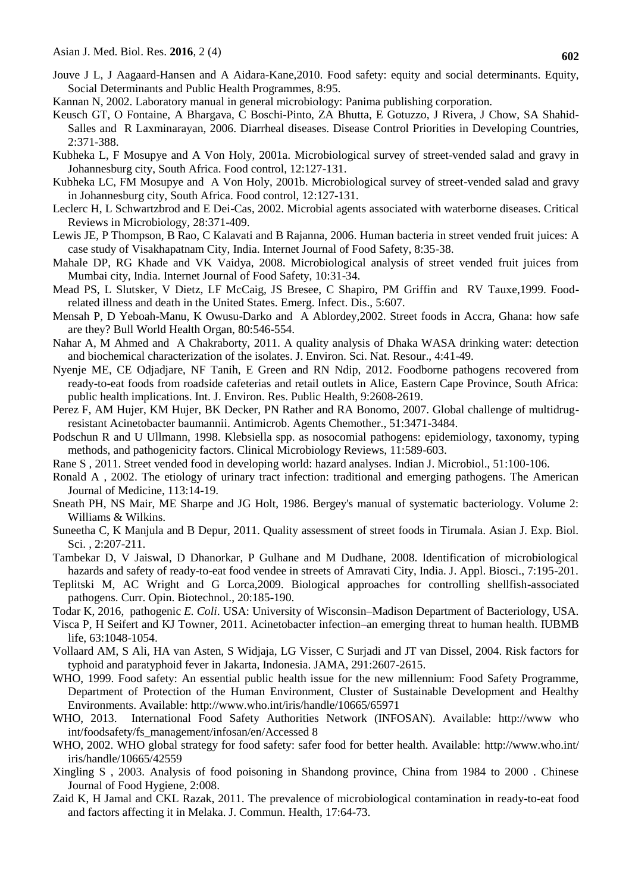Jouve J L, J Aagaard-Hansen and A Aidara-Kane,2010. Food safety: equity and social determinants. Equity, Social Determinants and Public Health Programmes, 8:95.

Kannan N, 2002. Laboratory manual in general microbiology: Panima publishing corporation.

Keusch GT, O Fontaine, A Bhargava, C Boschi-Pinto, ZA Bhutta, E Gotuzzo, J Rivera, J Chow, SA Shahid-Salles and R Laxminarayan, 2006. Diarrheal diseases. Disease Control Priorities in Developing Countries, 2:371-388.

Kubheka L, F Mosupye and A Von Holy, 2001a. Microbiological survey of street-vended salad and gravy in Johannesburg city, South Africa. Food control, 12:127-131.

Kubheka LC, FM Mosupye and A Von Holy, 2001b. Microbiological survey of street-vended salad and gravy in Johannesburg city, South Africa. Food control, 12:127-131.

Leclerc H, L Schwartzbrod and E Dei-Cas, 2002. Microbial agents associated with waterborne diseases. Critical Reviews in Microbiology, 28:371-409.

Lewis JE, P Thompson, B Rao, C Kalavati and B Rajanna, 2006. Human bacteria in street vended fruit juices: A case study of Visakhapatnam City, India. Internet Journal of Food Safety, 8:35-38.

Mahale DP, RG Khade and VK Vaidya, 2008. Microbiological analysis of street vended fruit juices from Mumbai city, India. Internet Journal of Food Safety, 10:31-34.

Mead PS, L Slutsker, V Dietz, LF McCaig, JS Bresee, C Shapiro, PM Griffin and RV Tauxe,1999. Food-related illness and death in the United States. Emerg. Infect. Dis., 5:607.

Mensah P, D Yeboah-Manu, K Owusu-Darko and A Ablordey,2002. Street foods in Accra, Ghana: how safe are they? Bull World Health Organ, 80:546-554.

Nahar A, M Ahmed and A Chakraborty, 2011. A quality analysis of Dhaka WASA drinking water: detection and biochemical characterization of the isolates. J. Environ. Sci. Nat. Resour., 4:41-49.

Nyenje ME, CE Odjadjare, NF Tanih, E Green and RN Ndip, 2012. Foodborne pathogens recovered from ready-to-eat foods from roadside cafeterias and retail outlets in Alice, Eastern Cape Province, South Africa: public health implications. Int. J. Environ. Res. Public Health, 9:2608-2619.

Perez F, AM Hujer, KM Hujer, BK Decker, PN Rather and RA Bonomo, 2007. Global challenge of multidrug-resistant Acinetobacter baumannii. Antimicrob. Agents Chemother., 51:3471-3484.

Podschun R and U Ullmann, 1998. Klebsiella spp. as nosocomial pathogens: epidemiology, taxonomy, typing methods, and pathogenicity factors. Clinical Microbiology Reviews, 11:589-603.

Rane S , 2011. Street vended food in developing world: hazard analyses. Indian J. Microbiol., 51:100-106.

Ronald A , 2002. The etiology of urinary tract infection: traditional and emerging pathogens. The American Journal of Medicine, 113:14-19.

Sneath PH, NS Mair, ME Sharpe and JG Holt, 1986. Bergey's manual of systematic bacteriology. Volume 2: Williams & Wilkins.

Suneetha C, K Manjula and B Depur, 2011. Quality assessment of street foods in Tirumala. Asian J. Exp. Biol. Sci. , 2:207-211.

Tambekar D, V Jaiswal, D Dhanorkar, P Gulhane and M Dudhane, 2008. Identification of microbiological hazards and safety of ready-to-eat food vendee in streets of Amravati City, India. J. Appl. Biosci., 7:195-201.

Teplitski M, AC Wright and G Lorca,2009. Biological approaches for controlling shellfish-associated pathogens. Curr. Opin. Biotechnol., 20:185-190.

Todar K, 2016, pathogenic *E. Coli*. USA: University of Wisconsin–Madison Department of Bacteriology, USA.

Visca P, H Seifert and KJ Towner, 2011. Acinetobacter infection–an emerging threat to human health. IUBMB life, 63:1048-1054.

Vollaard AM, S Ali, HA van Asten, S Widjaja, LG Visser, C Surjadi and JT van Dissel, 2004. Risk factors for typhoid and paratyphoid fever in Jakarta, Indonesia. JAMA, 291:2607-2615.

WHO, 1999. Food safety: An essential public health issue for the new millennium: Food Safety Programme, Department of Protection of the Human Environment, Cluster of Sustainable Development and Healthy Environments. Available: http://www.who.int/iris/handle/10665/65971

WHO, 2013. International Food Safety Authorities Network (INFOSAN). Available: http://www who int/foodsafety/fs_management/infosan/en/Accessed 8

WHO, 2002. WHO global strategy for food safety: safer food for better health. Available: http://www.who.int/ iris/handle/10665/42559

Xingling S , 2003. Analysis of food poisoning in Shandong province, China from 1984 to 2000 . Chinese Journal of Food Hygiene, 2:008.

Zaid K, H Jamal and CKL Razak, 2011. The prevalence of microbiological contamination in ready-to-eat food and factors affecting it in Melaka. J. Commun. Health, 17:64-73.